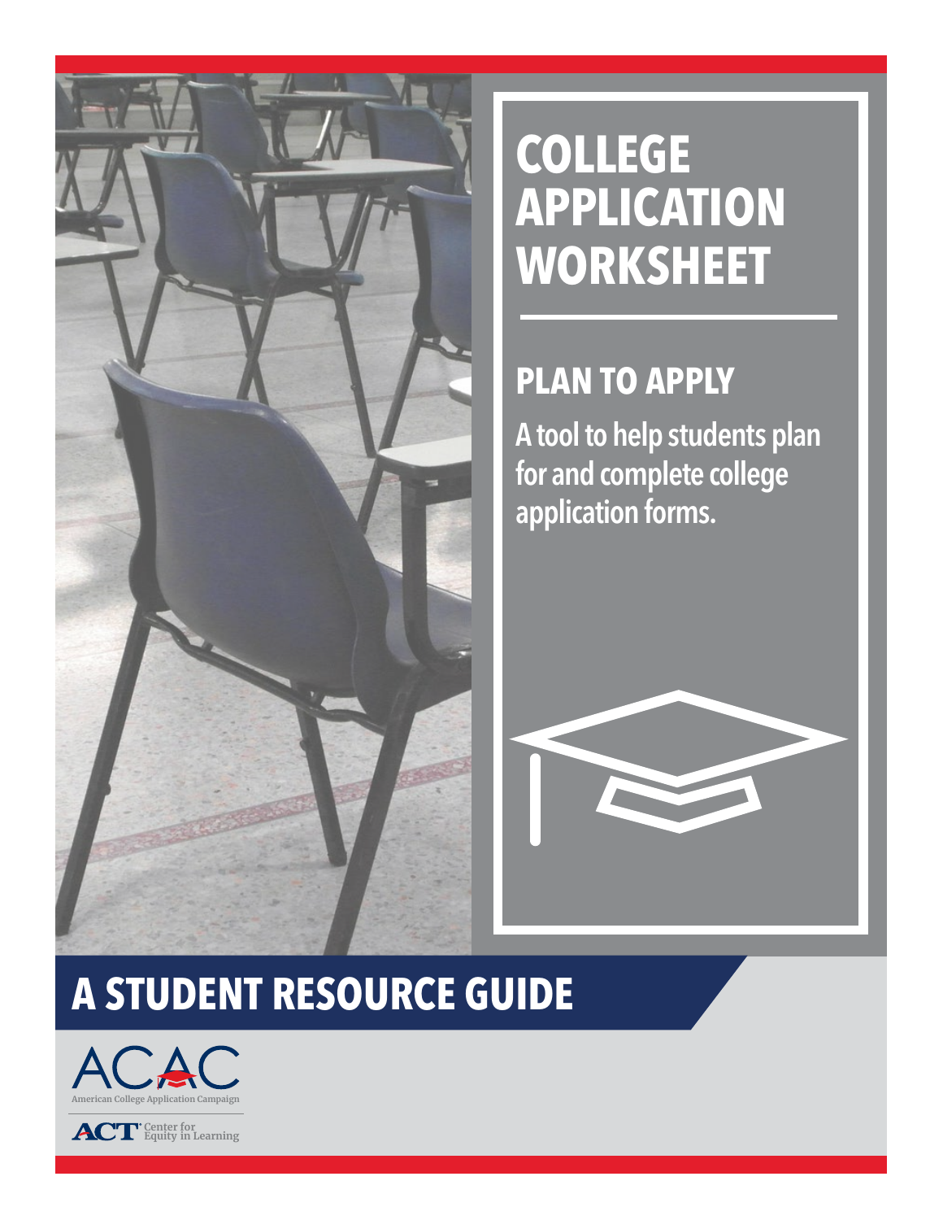# COLLEGE APPLICATION WORKSHEET

## PLAN TO APPLY

**A tool to help students plan for and complete college application forms.**

## A STUDENT RESOURCE GUIDE

ACAC
American College Application Campaign

ACT Center for Equity in Learning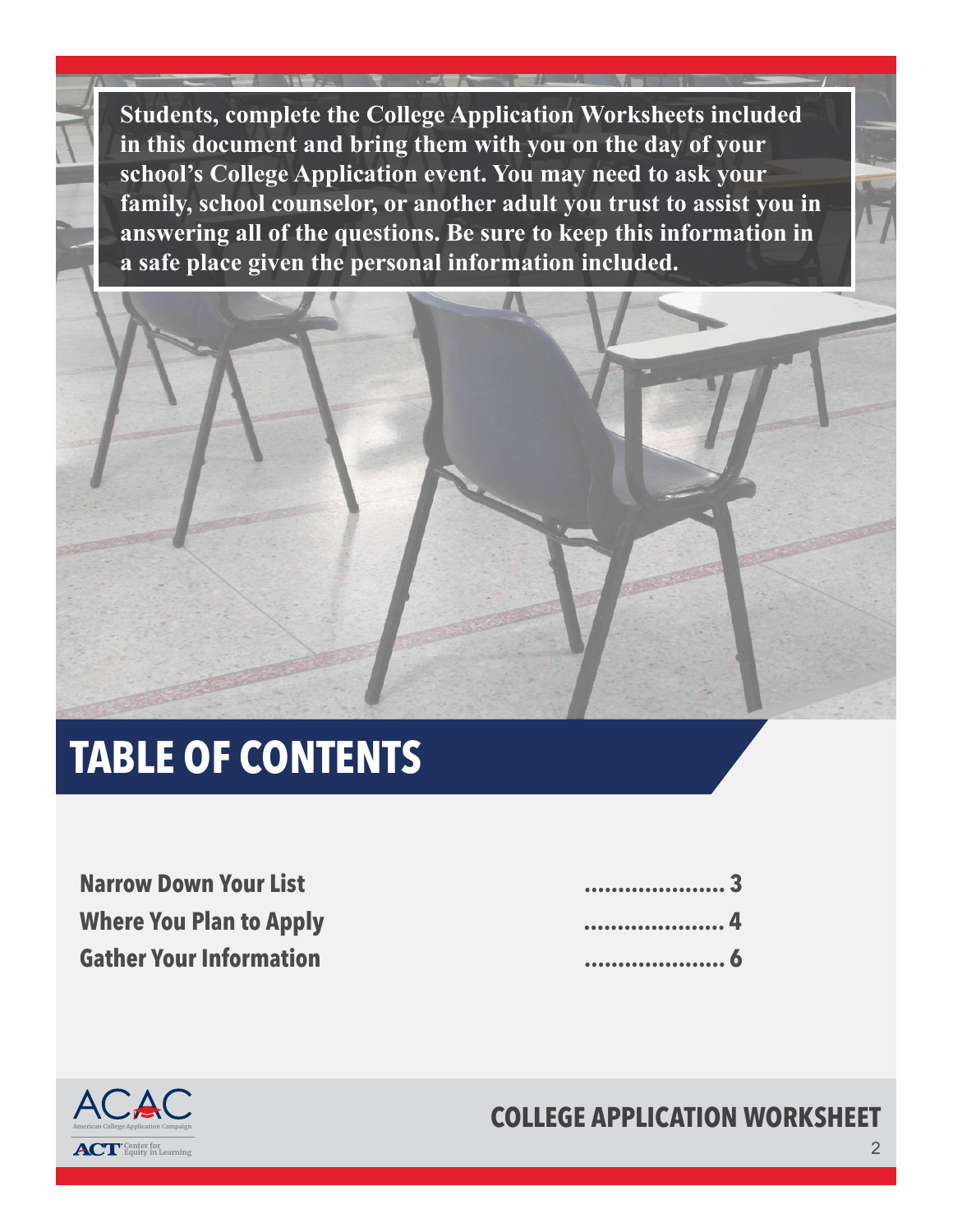**Students, complete the College Application Worksheets included in this document and bring them with you on the day of your school's College Application event. You may need to ask your family, school counselor, or another adult you trust to assist you in answering all of the questions. Be sure to keep this information in a safe place given the personal information included.**

# TABLE OF CONTENTS

| | |
|---|---|
| **Narrow Down Your List** | **..................... 3** |
| **Where You Plan to Apply** | **..................... 4** |
| **Gather Your Information** | **..................... 6** |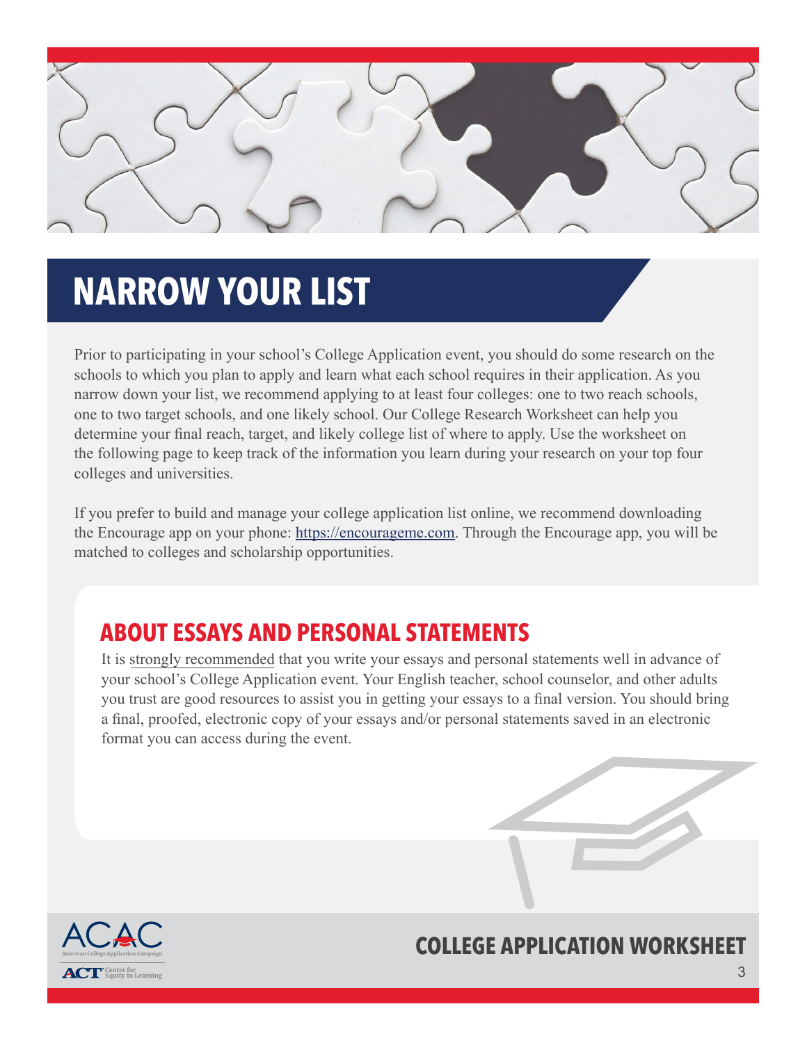# NARROW YOUR LIST

Prior to participating in your school's College Application event, you should do some research on the schools to which you plan to apply and learn what each school requires in their application. As you narrow down your list, we recommend applying to at least four colleges: one to two reach schools, one to two target schools, and one likely school. Our College Research Worksheet can help you determine your final reach, target, and likely college list of where to apply. Use the worksheet on the following page to keep track of the information you learn during your research on your top four colleges and universities.

If you prefer to build and manage your college application list online, we recommend downloading the Encourage app on your phone: https://encourageme.com. Through the Encourage app, you will be matched to colleges and scholarship opportunities.

## ABOUT ESSAYS AND PERSONAL STATEMENTS

It is strongly recommended that you write your essays and personal statements well in advance of your school's College Application event. Your English teacher, school counselor, and other adults you trust are good resources to assist you in getting your essays to a final version. You should bring a final, proofed, electronic copy of your essays and/or personal statements saved in an electronic format you can access during the event.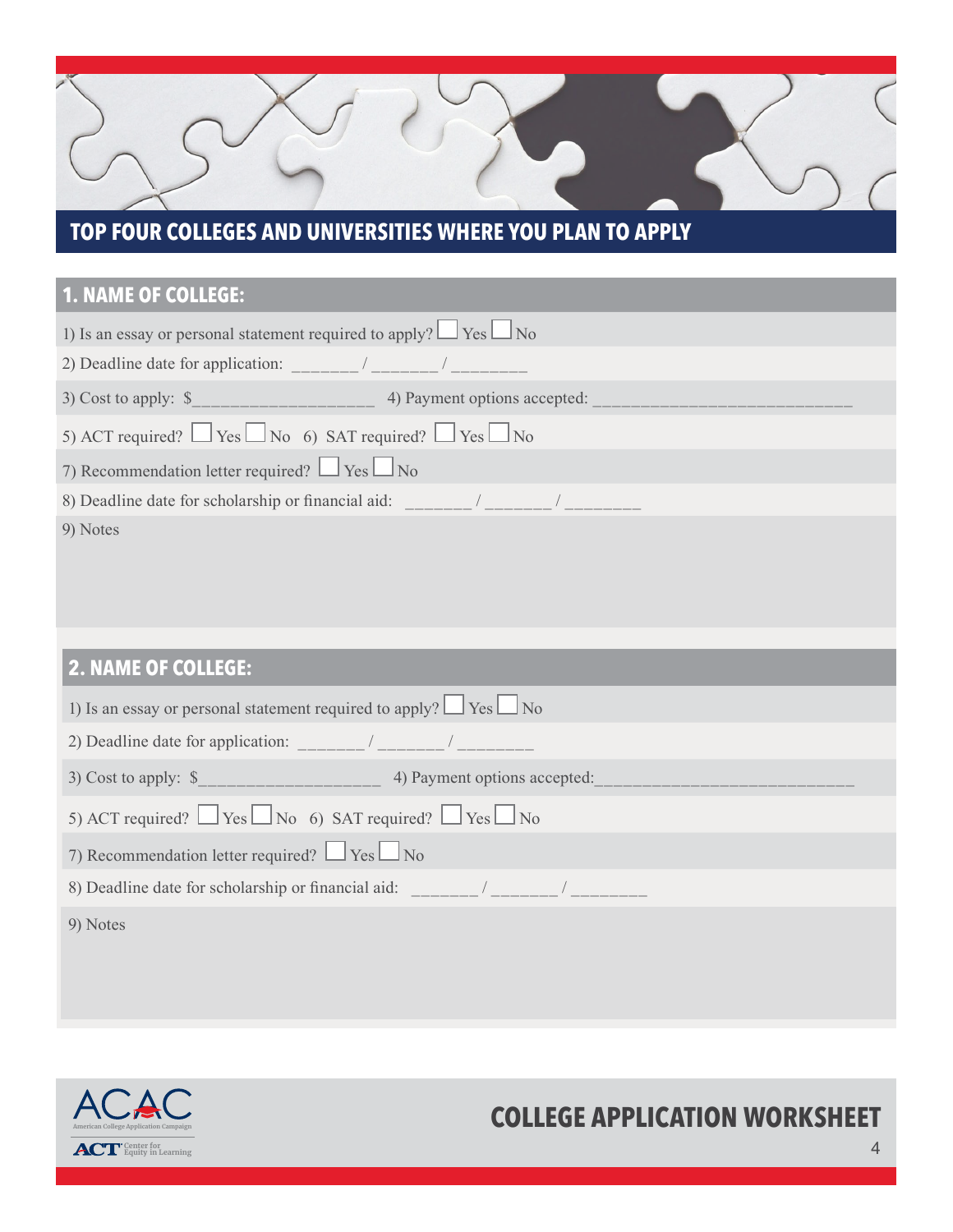## TOP FOUR COLLEGES AND UNIVERSITIES WHERE YOU PLAN TO APPLY

### 1. NAME OF COLLEGE:

1) Is an essay or personal statement required to apply? ☐ Yes ☐ No

2) Deadline date for application: _______ / _______ / ________

3) Cost to apply: $___________________ 4) Payment options accepted: ___________________________

5) ACT required? ☐ Yes ☐ No 6) SAT required? ☐ Yes ☐ No

7) Recommendation letter required? ☐ Yes ☐ No

8) Deadline date for scholarship or financial aid: _______ / _______ / ________

9) Notes

### 2. NAME OF COLLEGE:

1) Is an essay or personal statement required to apply? ☐ Yes ☐ No

2) Deadline date for application: _______ / _______ / ________

3) Cost to apply: $___________________ 4) Payment options accepted:___________________________

5) ACT required? ☐ Yes ☐ No 6) SAT required? ☐ Yes ☐ No

7) Recommendation letter required? ☐ Yes ☐ No

8) Deadline date for scholarship or financial aid: _______ / _______ / ________

9) Notes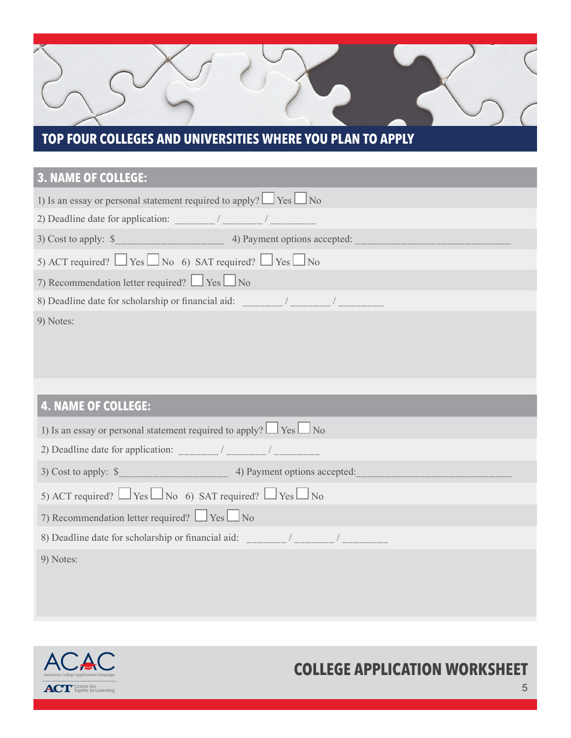## TOP FOUR COLLEGES AND UNIVERSITIES WHERE YOU PLAN TO APPLY

### 3. NAME OF COLLEGE:

1) Is an essay or personal statement required to apply? ☐ Yes ☐ No

2) Deadline date for application: _______ / _______ / ________

3) Cost to apply: $___________________ 4) Payment options accepted: ___________________________

5) ACT required? ☐ Yes ☐ No 6) SAT required? ☐ Yes ☐ No

7) Recommendation letter required? ☐ Yes ☐ No

8) Deadline date for scholarship or financial aid: _______ / _______ / ________

9) Notes:

### 4. NAME OF COLLEGE:

1) Is an essay or personal statement required to apply? ☐ Yes ☐ No

2) Deadline date for application: _______ / _______ / ________

3) Cost to apply: $___________________ 4) Payment options accepted: ___________________________

5) ACT required? ☐ Yes ☐ No 6) SAT required? ☐ Yes ☐ No

7) Recommendation letter required? ☐ Yes ☐ No

8) Deadline date for scholarship or financial aid: _______ / _______ / ________

9) Notes:

ACAC American College Application Campaign

ACT Center for Equity in Learning

**COLLEGE APPLICATION WORKSHEET**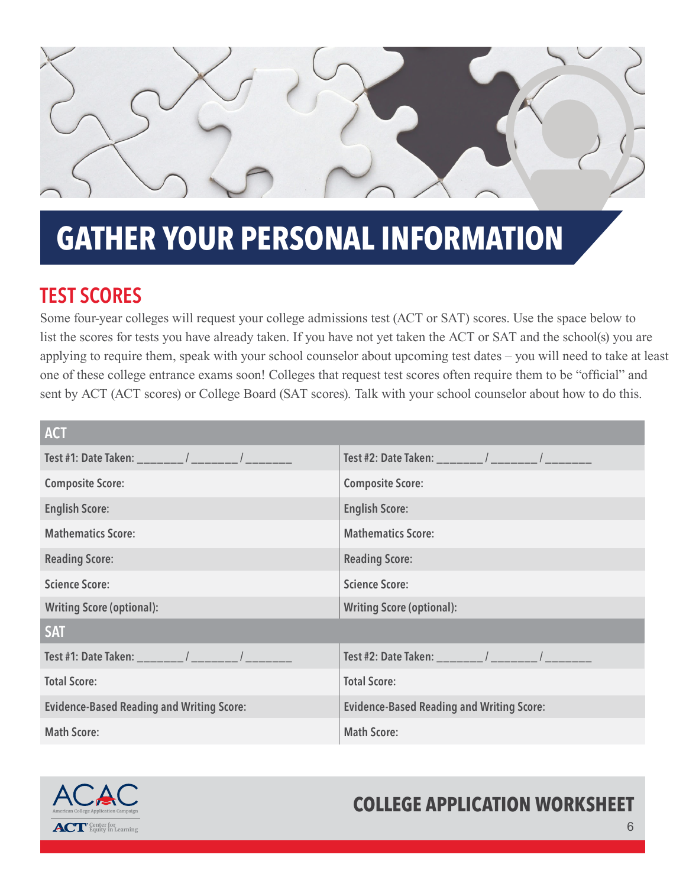# GATHER YOUR PERSONAL INFORMATION

## TEST SCORES

Some four-year colleges will request your college admissions test (ACT or SAT) scores. Use the space below to list the scores for tests you have already taken. If you have not yet taken the ACT or SAT and the school(s) you are applying to require them, speak with your school counselor about upcoming test dates – you will need to take at least one of these college entrance exams soon! Colleges that request test scores often require them to be "official" and sent by ACT (ACT scores) or College Board (SAT scores). Talk with your school counselor about how to do this.

| ACT | |
|---|---|
| Test #1: Date Taken: _______ / _______ / _______ | Test #2: Date Taken: _______ / _______ / _______ |
| Composite Score: | Composite Score: |
| English Score: | English Score: |
| Mathematics Score: | Mathematics Score: |
| Reading Score: | Reading Score: |
| Science Score: | Science Score: |
| Writing Score (optional): | Writing Score (optional): |
| **SAT** | |
| Test #1: Date Taken: _______ / _______ / _______ | Test #2: Date Taken: _______ / _______ / _______ |
| Total Score: | Total Score: |
| Evidence-Based Reading and Writing Score: | Evidence-Based Reading and Writing Score: |
| Math Score: | Math Score: |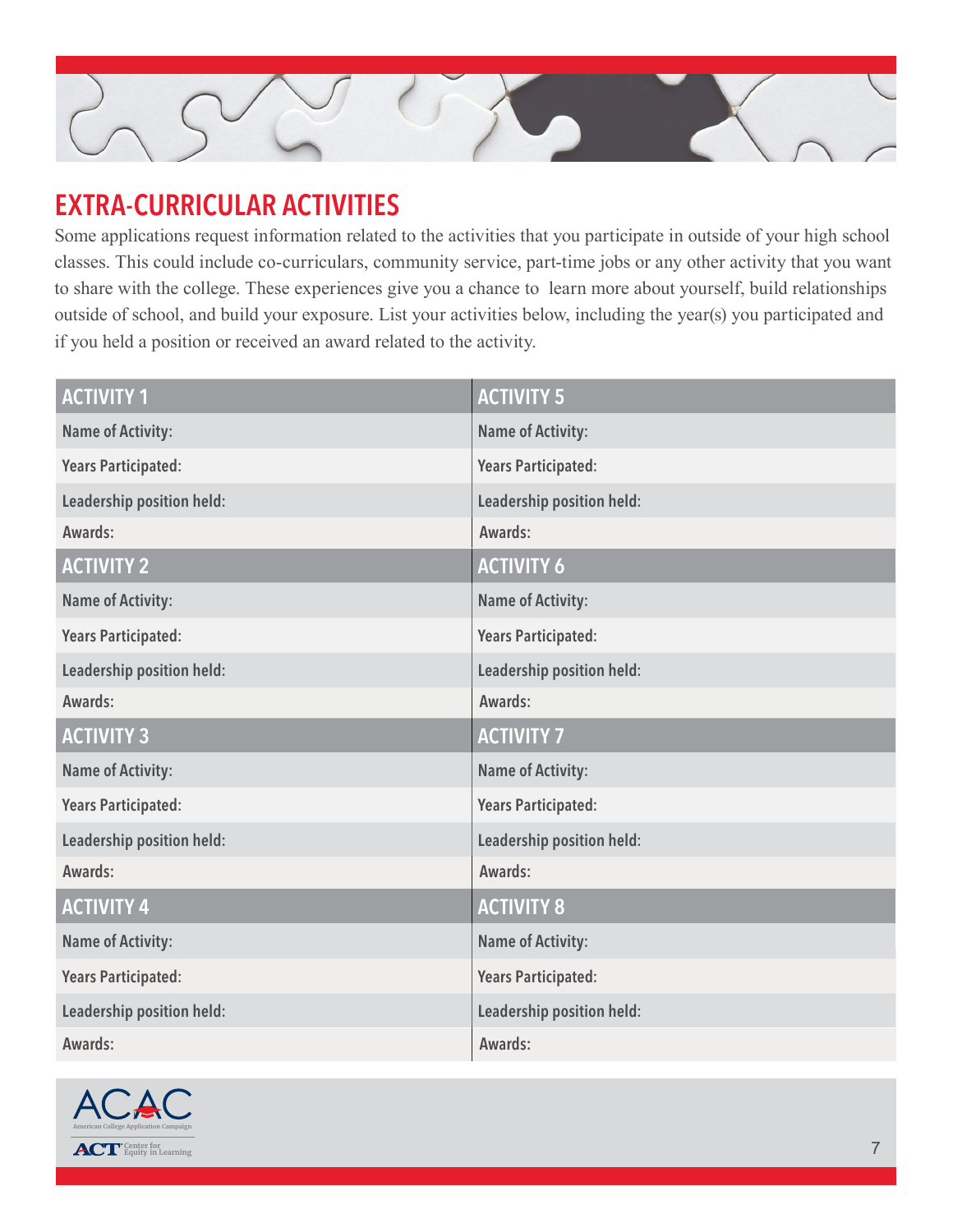# EXTRA-CURRICULAR ACTIVITIES

Some applications request information related to the activities that you participate in outside of your high school classes. This could include co-curriculars, community service, part-time jobs or any other activity that you want to share with the college. These experiences give you a chance to learn more about yourself, build relationships outside of school, and build your exposure. List your activities below, including the year(s) you participated and if you held a position or received an award related to the activity.

| ACTIVITY 1 | ACTIVITY 5 |
|---|---|
| Name of Activity: | Name of Activity: |
| Years Participated: | Years Participated: |
| Leadership position held: | Leadership position held: |
| Awards: | Awards: |
| **ACTIVITY 2** | **ACTIVITY 6** |
| Name of Activity: | Name of Activity: |
| Years Participated: | Years Participated: |
| Leadership position held: | Leadership position held: |
| Awards: | Awards: |
| **ACTIVITY 3** | **ACTIVITY 7** |
| Name of Activity: | Name of Activity: |
| Years Participated: | Years Participated: |
| Leadership position held: | Leadership position held: |
| Awards: | Awards: |
| **ACTIVITY 4** | **ACTIVITY 8** |
| Name of Activity: | Name of Activity: |
| Years Participated: | Years Participated: |
| Leadership position held: | Leadership position held: |
| Awards: | Awards: |

ACAC American College Application Campaign

ACT Center for Equity in Learning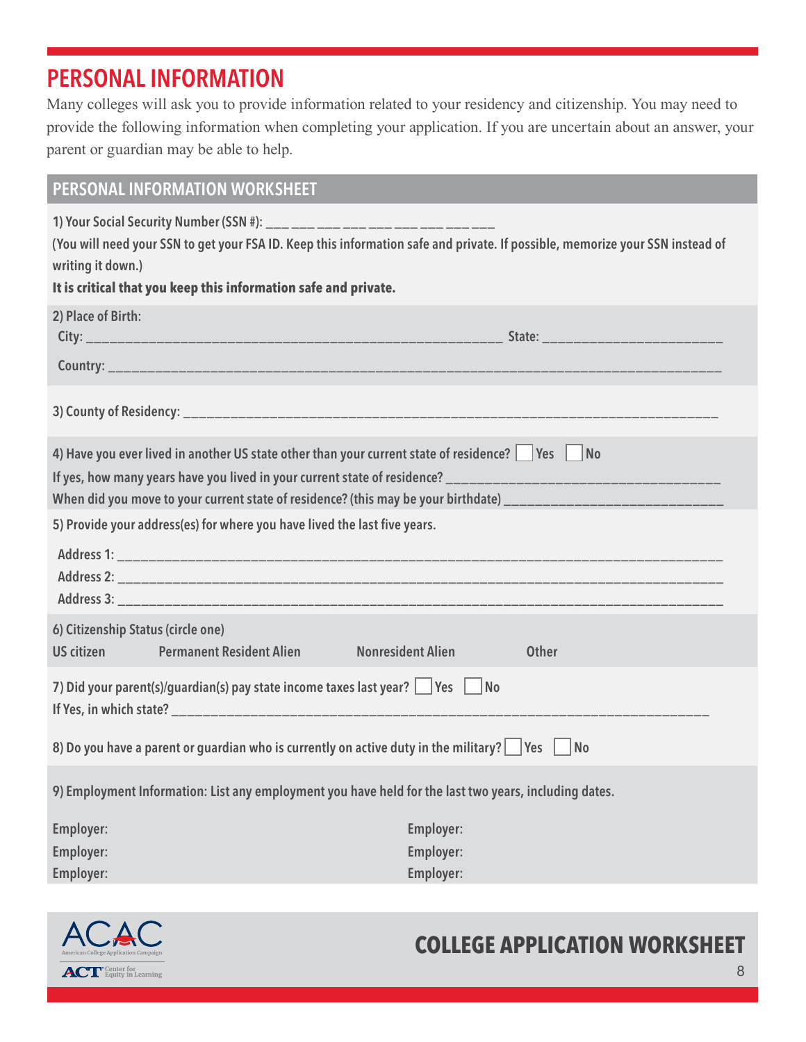# PERSONAL INFORMATION

Many colleges will ask you to provide information related to your residency and citizenship. You may need to provide the following information when completing your application. If you are uncertain about an answer, your parent or guardian may be able to help.

## PERSONAL INFORMATION WORKSHEET

1) Your Social Security Number (SSN #): ___ ___ ___ ___ ___ ___ ___ ___ ___

(You will need your SSN to get your FSA ID. Keep this information safe and private. If possible, memorize your SSN instead of writing it down.)

**It is critical that you keep this information safe and private.**

2) Place of Birth:

City: ________________________________________ State: ____________________

Country: ________________________________________________________________

3) County of Residency: ____________________________________________________

4) Have you ever lived in another US state other than your current state of residence? ☐ Yes ☐ No

If yes, how many years have you lived in your current state of residence? ______________________________

When did you move to your current state of residence? (this may be your birthdate) ______________________

5) Provide your address(es) for where you have lived the last five years.

Address 1: ______________________________________________________________

Address 2: ______________________________________________________________

Address 3: ______________________________________________________________

6) Citizenship Status (circle one)

US citizen    Permanent Resident Alien    Nonresident Alien    Other

7) Did your parent(s)/guardian(s) pay state income taxes last year? ☐ Yes ☐ No

If Yes, in which state? ____________________________________________________

8) Do you have a parent or guardian who is currently on active duty in the military? ☐ Yes ☐ No

9) Employment Information: List any employment you have held for the last two years, including dates.

Employer:    Employer:

Employer:    Employer:

Employer:    Employer:

ACAC American College Application Campaign

ACT Center for Equity in Learning

**COLLEGE APPLICATION WORKSHEET**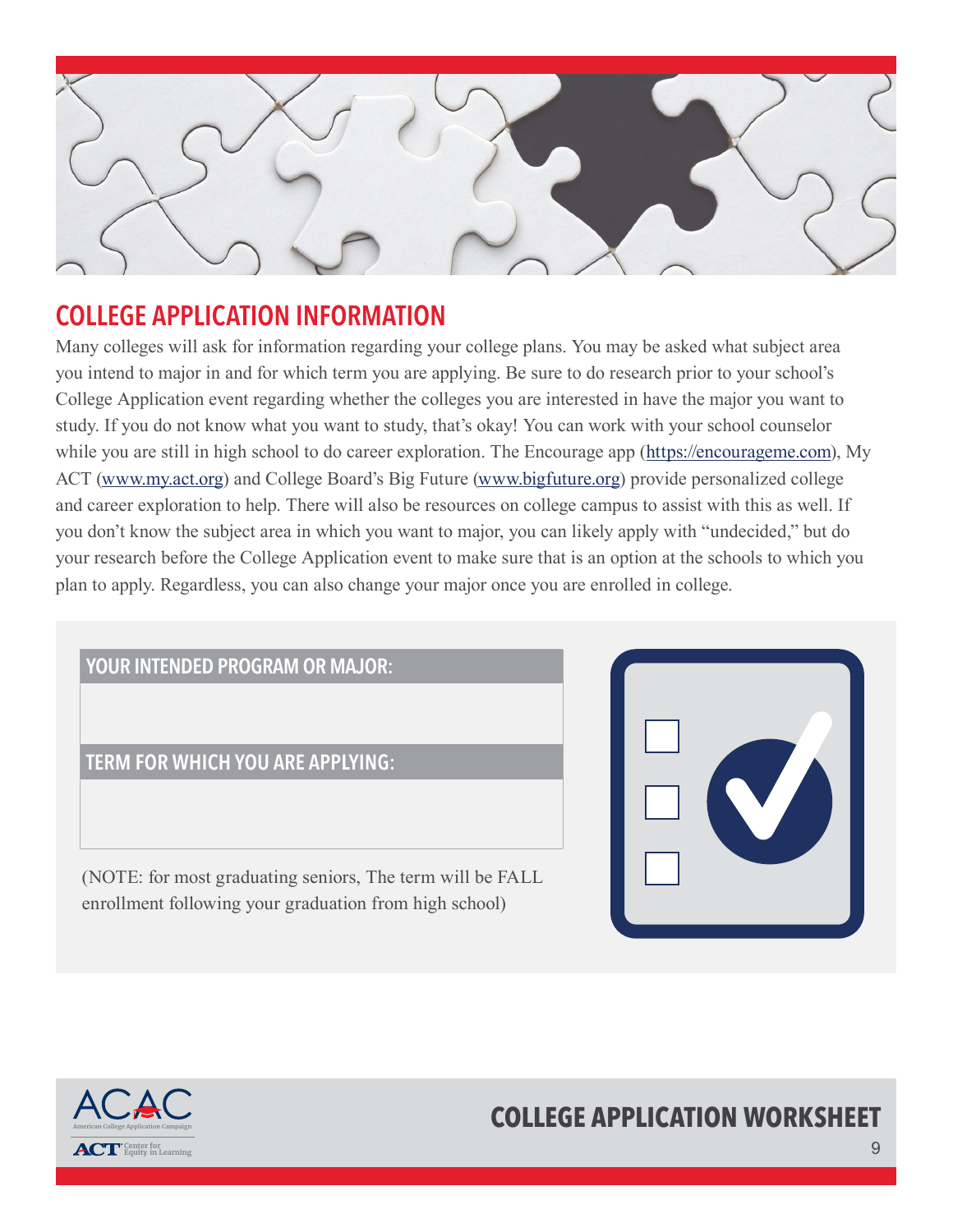## COLLEGE APPLICATION INFORMATION

Many colleges will ask for information regarding your college plans. You may be asked what subject area you intend to major in and for which term you are applying. Be sure to do research prior to your school's College Application event regarding whether the colleges you are interested in have the major you want to study. If you do not know what you want to study, that's okay! You can work with your school counselor while you are still in high school to do career exploration. The Encourage app (https://encourageme.com), My ACT (www.my.act.org) and College Board's Big Future (www.bigfuture.org) provide personalized college and career exploration to help. There will also be resources on college campus to assist with this as well. If you don't know the subject area in which you want to major, you can likely apply with "undecided," but do your research before the College Application event to make sure that is an option at the schools to which you plan to apply. Regardless, you can also change your major once you are enrolled in college.

**YOUR INTENDED PROGRAM OR MAJOR:**

**TERM FOR WHICH YOU ARE APPLYING:**

(NOTE: for most graduating seniors, The term will be FALL enrollment following your graduation from high school)